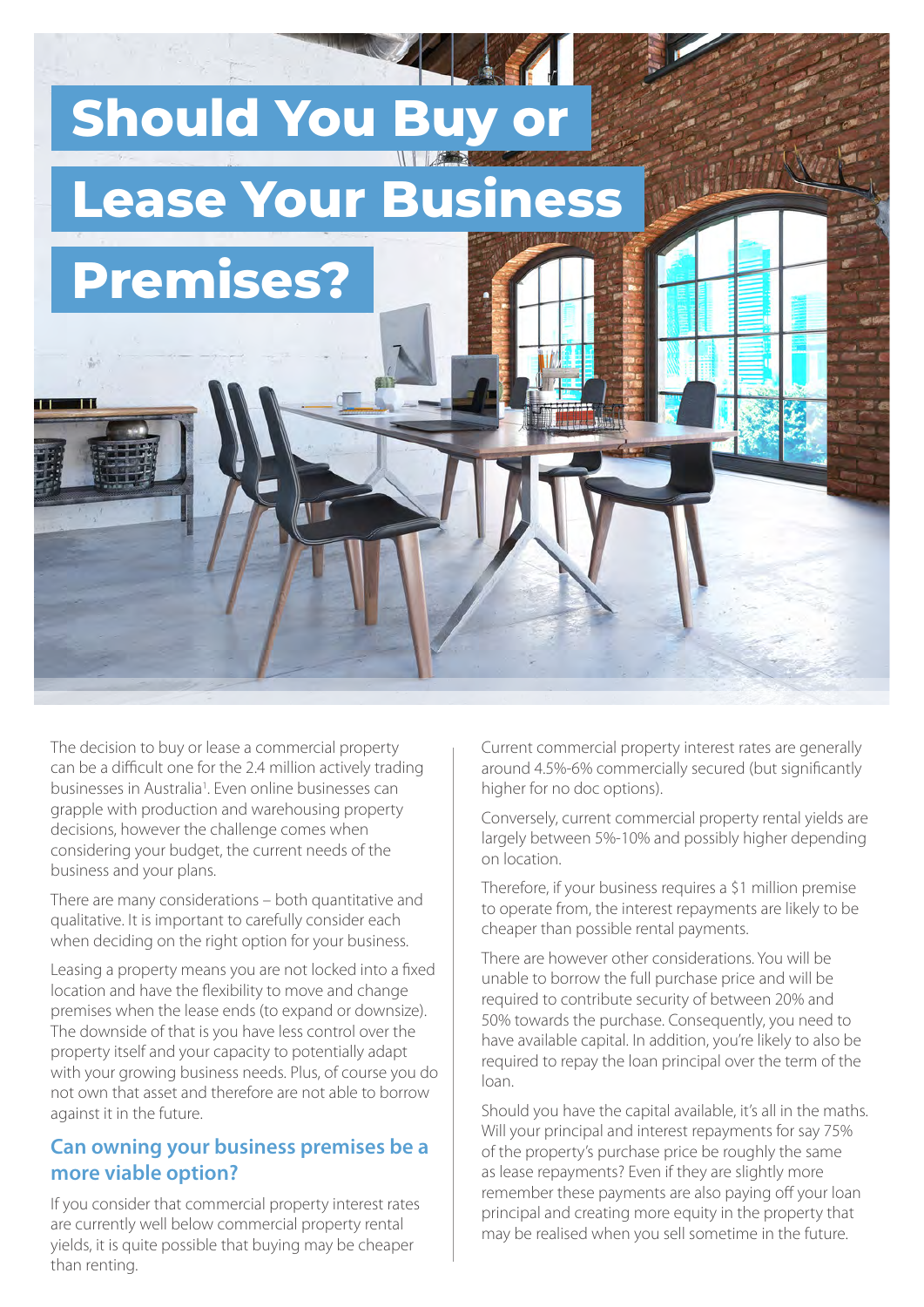# Should You Buy or Lease Your Business Premises?

The decision to buy or lease a commercial property can be a difficult one for the 2.4 million actively trading businesses in Australia[1]. Even online businesses can grapple with production and warehousing property decisions, however the challenge comes when considering your budget, the current needs of the business and your plans.

There are many considerations – both quantitative and qualitative. It is important to carefully consider each when deciding on the right option for your business.

Leasing a property means you are not locked into a fixed location and have the flexibility to move and change premises when the lease ends (to expand or downsize). The downside of that is you have less control over the property itself and your capacity to potentially adapt with your growing business needs. Plus, of course you do not own that asset and therefore are not able to borrow against it in the future.

## Can owning your business premises be a more viable option?

If you consider that commercial property interest rates are currently well below commercial property rental yields, it is quite possible that buying may be cheaper than renting.

Current commercial property interest rates are generally around 4.5%-6% commercially secured (but significantly higher for no doc options).

Conversely, current commercial property rental yields are largely between 5%-10% and possibly higher depending on location.

Therefore, if your business requires a $1 million premise to operate from, the interest repayments are likely to be cheaper than possible rental payments.

There are however other considerations. You will be unable to borrow the full purchase price and will be required to contribute security of between 20% and 50% towards the purchase. Consequently, you need to have available capital. In addition, you're likely to also be required to repay the loan principal over the term of the loan.

Should you have the capital available, it's all in the maths. Will your principal and interest repayments for say 75% of the property's purchase price be roughly the same as lease repayments? Even if they are slightly more remember these payments are also paying off your loan principal and creating more equity in the property that may be realised when you sell sometime in the future.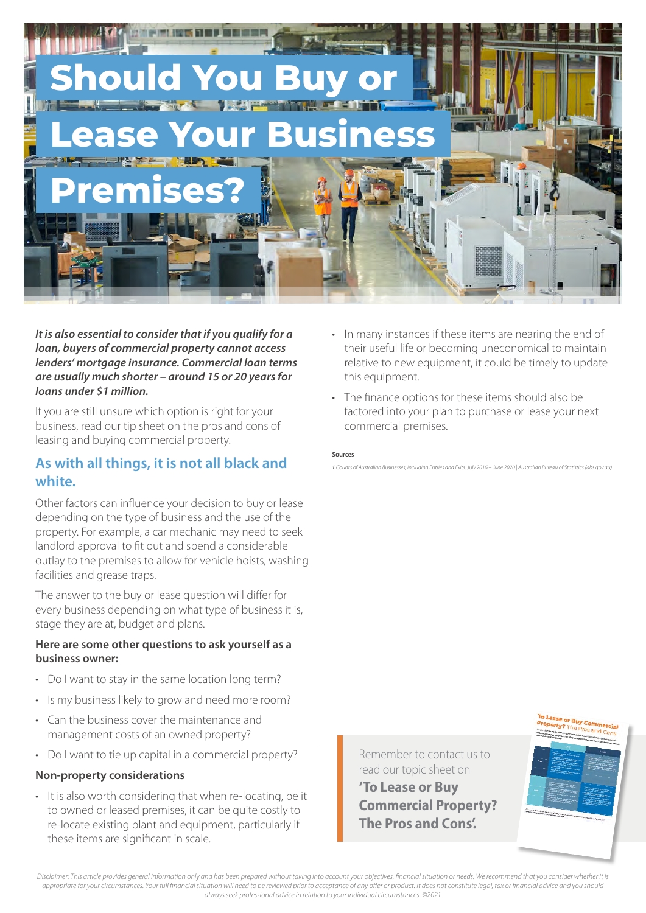# Should You Buy or Lease Your Business Premises?

***It is also essential to consider that if you qualify for a loan, buyers of commercial property cannot access lenders' mortgage insurance. Commercial loan terms are usually much shorter – around 15 or 20 years for loans under $1 million.***

If you are still unsure which option is right for your business, read our tip sheet on the pros and cons of leasing and buying commercial property.

## As with all things, it is not all black and white.

Other factors can influence your decision to buy or lease depending on the type of business and the use of the property. For example, a car mechanic may need to seek landlord approval to fit out and spend a considerable outlay to the premises to allow for vehicle hoists, washing facilities and grease traps.

The answer to the buy or lease question will differ for every business depending on what type of business it is, stage they are at, budget and plans.

**Here are some other questions to ask yourself as a business owner:**

- Do I want to stay in the same location long term?
- Is my business likely to grow and need more room?
- Can the business cover the maintenance and management costs of an owned property?
- Do I want to tie up capital in a commercial property?

**Non-property considerations**

- It is also worth considering that when re-locating, be it to owned or leased premises, it can be quite costly to re-locate existing plant and equipment, particularly if these items are significant in scale.
- In many instances if these items are nearing the end of their useful life or becoming uneconomical to maintain relative to new equipment, it could be timely to update this equipment.
- The finance options for these items should also be factored into your plan to purchase or lease your next commercial premises.

**Sources**

*1 Counts of Australian Businesses, including Entries and Exits, July 2016 – June 2020 | Australian Bureau of Statistics (abs.gov.au)*

Remember to contact us to read our topic sheet on **'To Lease or Buy Commercial Property? The Pros and Cons'.**

*Disclaimer: This article provides general information only and has been prepared without taking into account your objectives, financial situation or needs. We recommend that you consider whether it is appropriate for your circumstances. Your full financial situation will need to be reviewed prior to acceptance of any offer or product. It does not constitute legal, tax or financial advice and you should always seek professional advice in relation to your individual circumstances. ©2021*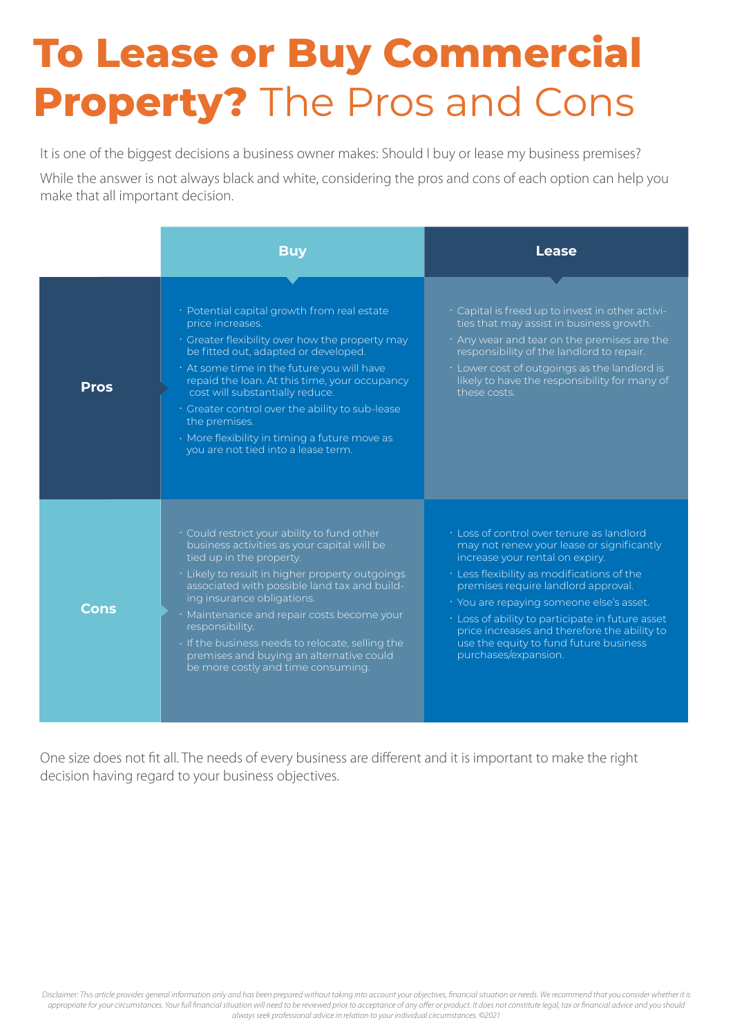# To Lease or Buy Commercial Property? The Pros and Cons

It is one of the biggest decisions a business owner makes: Should I buy or lease my business premises?

While the answer is not always black and white, considering the pros and cons of each option can help you make that all important decision.

| | Buy | Lease |
|---|---|---|
| **Pros** | · Potential capital growth from real estate price increases.<br>· Greater flexibility over how the property may be fitted out, adapted or developed.<br>· At some time in the future you will have repaid the loan. At this time, your occupancy cost will substantially reduce.<br>· Greater control over the ability to sub-lease the premises.<br>· More flexibility in timing a future move as you are not tied into a lease term. | · Capital is freed up to invest in other activities that may assist in business growth.<br>· Any wear and tear on the premises are the responsibility of the landlord to repair.<br>· Lower cost of outgoings as the landlord is likely to have the responsibility for many of these costs. |
| **Cons** | · Could restrict your ability to fund other business activities as your capital will be tied up in the property.<br>· Likely to result in higher property outgoings associated with possible land tax and building insurance obligations.<br>· Maintenance and repair costs become your responsibility.<br>· If the business needs to relocate, selling the premises and buying an alternative could be more costly and time consuming. | · Loss of control over tenure as landlord may not renew your lease or significantly increase your rental on expiry.<br>· Less flexibility as modifications of the premises require landlord approval.<br>· You are repaying someone else's asset.<br>· Loss of ability to participate in future asset price increases and therefore the ability to use the equity to fund future business purchases/expansion. |

One size does not fit all. The needs of every business are different and it is important to make the right decision having regard to your business objectives.

*Disclaimer: This article provides general information only and has been prepared without taking into account your objectives, financial situation or needs. We recommend that you consider whether it is appropriate for your circumstances. Your full financial situation will need to be reviewed prior to acceptance of any offer or product. It does not constitute legal, tax or financial advice and you should always seek professional advice in relation to your individual circumstances. ©2021*